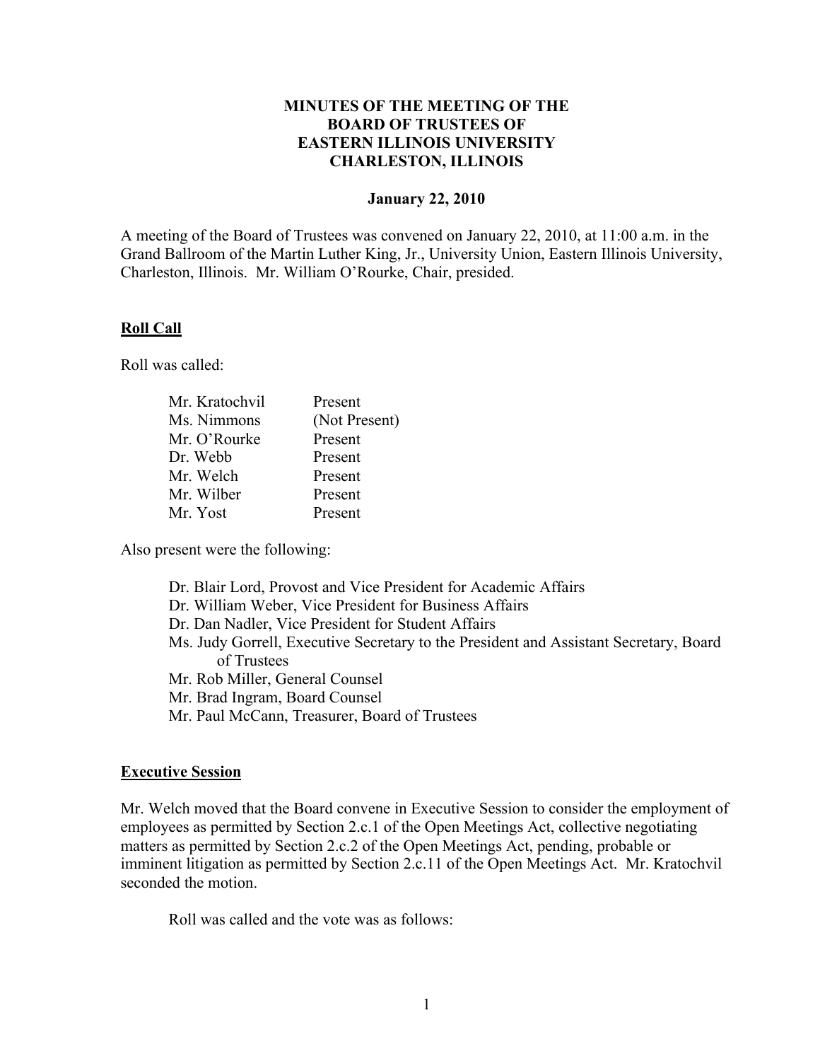**MINUTES OF THE MEETING OF THE BOARD OF TRUSTEES OF EASTERN ILLINOIS UNIVERSITY CHARLESTON, ILLINOIS**

**January 22, 2010**

A meeting of the Board of Trustees was convened on January 22, 2010, at 11:00 a.m. in the Grand Ballroom of the Martin Luther King, Jr., University Union, Eastern Illinois University, Charleston, Illinois. Mr. William O'Rourke, Chair, presided.

## Roll Call

Roll was called:

| | |
|---|---|
| Mr. Kratochvil | Present |
| Ms. Nimmons | (Not Present) |
| Mr. O'Rourke | Present |
| Dr. Webb | Present |
| Mr. Welch | Present |
| Mr. Wilber | Present |
| Mr. Yost | Present |

Also present were the following:

- Dr. Blair Lord, Provost and Vice President for Academic Affairs
- Dr. William Weber, Vice President for Business Affairs
- Dr. Dan Nadler, Vice President for Student Affairs
- Ms. Judy Gorrell, Executive Secretary to the President and Assistant Secretary, Board of Trustees
- Mr. Rob Miller, General Counsel
- Mr. Brad Ingram, Board Counsel
- Mr. Paul McCann, Treasurer, Board of Trustees

## Executive Session

Mr. Welch moved that the Board convene in Executive Session to consider the employment of employees as permitted by Section 2.c.1 of the Open Meetings Act, collective negotiating matters as permitted by Section 2.c.2 of the Open Meetings Act, pending, probable or imminent litigation as permitted by Section 2.c.11 of the Open Meetings Act. Mr. Kratochvil seconded the motion.

Roll was called and the vote was as follows: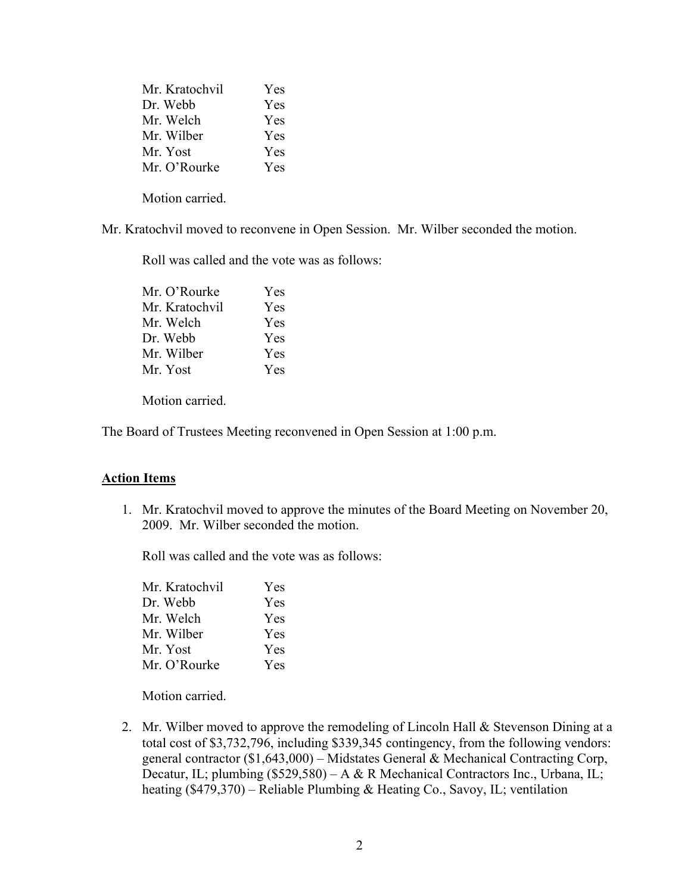| | |
|---|---|
| Mr. Kratochvil | Yes |
| Dr. Webb | Yes |
| Mr. Welch | Yes |
| Mr. Wilber | Yes |
| Mr. Yost | Yes |
| Mr. O'Rourke | Yes |

Motion carried.

Mr. Kratochvil moved to reconvene in Open Session. Mr. Wilber seconded the motion.

Roll was called and the vote was as follows:

| | |
|---|---|
| Mr. O'Rourke | Yes |
| Mr. Kratochvil | Yes |
| Mr. Welch | Yes |
| Dr. Webb | Yes |
| Mr. Wilber | Yes |
| Mr. Yost | Yes |

Motion carried.

The Board of Trustees Meeting reconvened in Open Session at 1:00 p.m.

## Action Items

1. Mr. Kratochvil moved to approve the minutes of the Board Meeting on November 20, 2009. Mr. Wilber seconded the motion.

   Roll was called and the vote was as follows:

   | | |
   |---|---|
   | Mr. Kratochvil | Yes |
   | Dr. Webb | Yes |
   | Mr. Welch | Yes |
   | Mr. Wilber | Yes |
   | Mr. Yost | Yes |
   | Mr. O'Rourke | Yes |

   Motion carried.

2. Mr. Wilber moved to approve the remodeling of Lincoln Hall & Stevenson Dining at a total cost of $3,732,796, including $339,345 contingency, from the following vendors: general contractor ($1,643,000) – Midstates General & Mechanical Contracting Corp, Decatur, IL; plumbing ($529,580) – A & R Mechanical Contractors Inc., Urbana, IL; heating ($479,370) – Reliable Plumbing & Heating Co., Savoy, IL; ventilation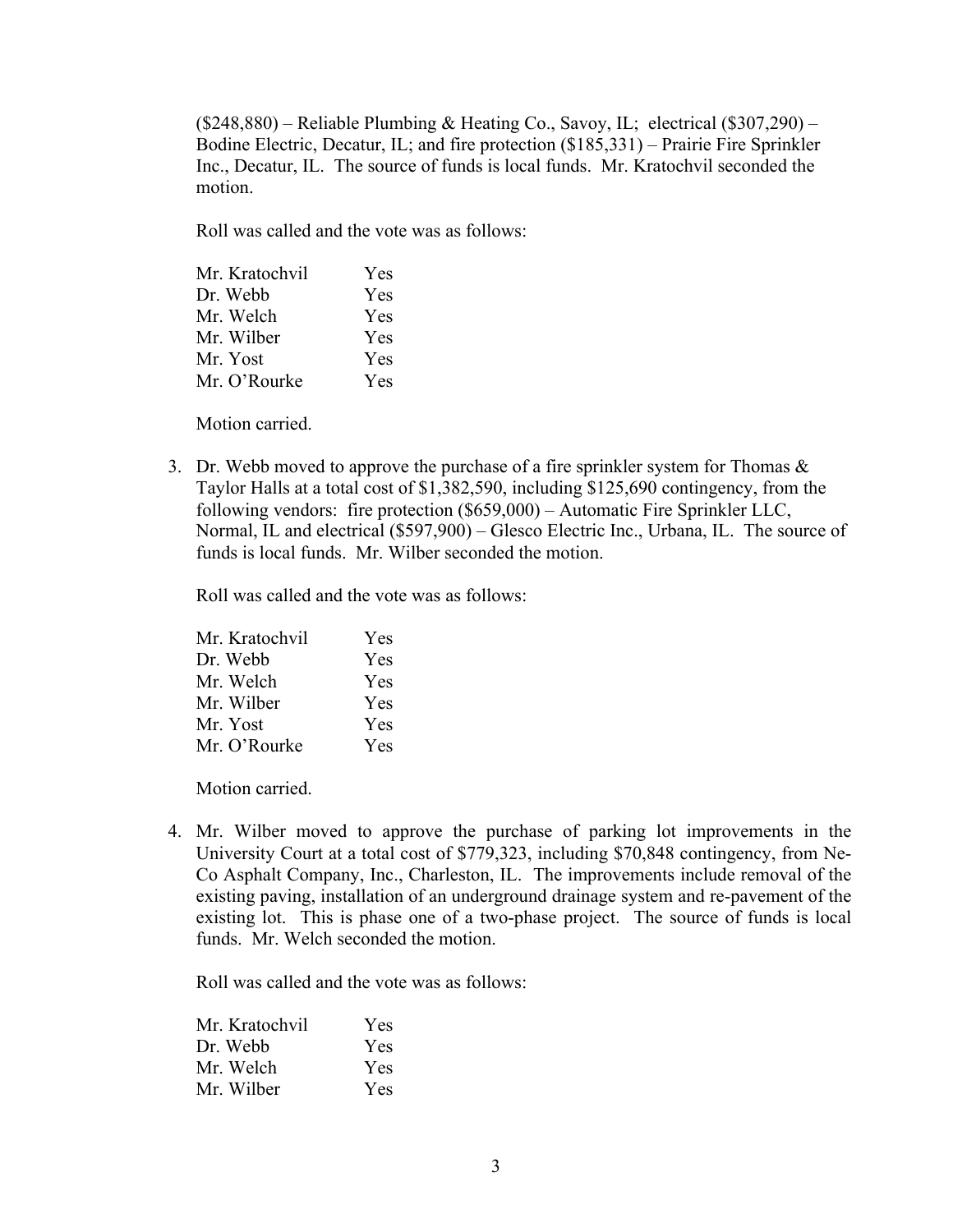($248,880) – Reliable Plumbing & Heating Co., Savoy, IL; electrical ($307,290) – Bodine Electric, Decatur, IL; and fire protection ($185,331) – Prairie Fire Sprinkler Inc., Decatur, IL. The source of funds is local funds. Mr. Kratochvil seconded the motion.

Roll was called and the vote was as follows:

| | |
|---|---|
| Mr. Kratochvil | Yes |
| Dr. Webb | Yes |
| Mr. Welch | Yes |
| Mr. Wilber | Yes |
| Mr. Yost | Yes |
| Mr. O'Rourke | Yes |

Motion carried.

3. Dr. Webb moved to approve the purchase of a fire sprinkler system for Thomas & Taylor Halls at a total cost of $1,382,590, including $125,690 contingency, from the following vendors: fire protection ($659,000) – Automatic Fire Sprinkler LLC, Normal, IL and electrical ($597,900) – Glesco Electric Inc., Urbana, IL. The source of funds is local funds. Mr. Wilber seconded the motion.

   Roll was called and the vote was as follows:

   | | |
   |---|---|
   | Mr. Kratochvil | Yes |
   | Dr. Webb | Yes |
   | Mr. Welch | Yes |
   | Mr. Wilber | Yes |
   | Mr. Yost | Yes |
   | Mr. O'Rourke | Yes |

   Motion carried.

4. Mr. Wilber moved to approve the purchase of parking lot improvements in the University Court at a total cost of $779,323, including $70,848 contingency, from Ne-Co Asphalt Company, Inc., Charleston, IL. The improvements include removal of the existing paving, installation of an underground drainage system and re-pavement of the existing lot. This is phase one of a two-phase project. The source of funds is local funds. Mr. Welch seconded the motion.

   Roll was called and the vote was as follows:

   | | |
   |---|---|
   | Mr. Kratochvil | Yes |
   | Dr. Webb | Yes |
   | Mr. Welch | Yes |
   | Mr. Wilber | Yes |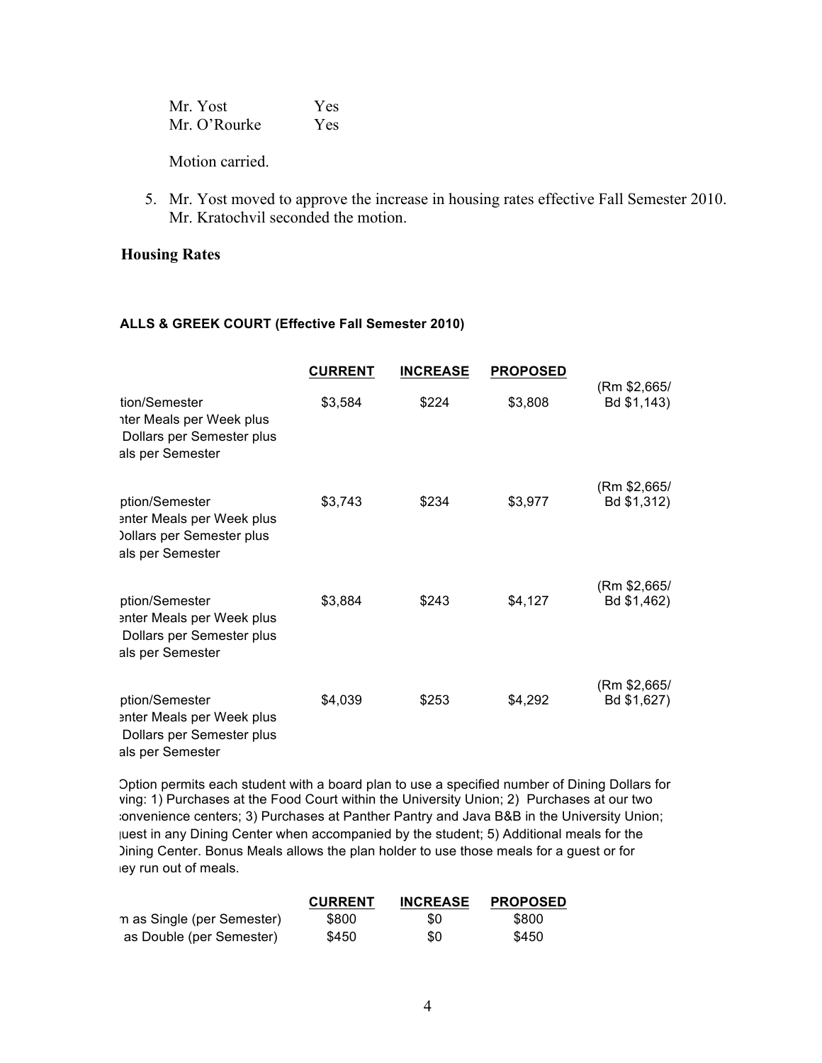| | |
|---|---|
| Mr. Yost | Yes |
| Mr. O'Rourke | Yes |

Motion carried.

5. Mr. Yost moved to approve the increase in housing rates effective Fall Semester 2010. Mr. Kratochvil seconded the motion.

**Housing Rates**

**ALLS & GREEK COURT (Effective Fall Semester 2010)**

| | CURRENT | INCREASE | PROPOSED | |
|---|---|---|---|---|
| tion/Semester<br>nter Meals per Week plus<br>Dollars per Semester plus<br>als per Semester | $3,584 | $224 | $3,808 | (Rm $2,665/ Bd $1,143) |
| ption/Semester<br>enter Meals per Week plus<br>Dollars per Semester plus<br>als per Semester | $3,743 | $234 | $3,977 | (Rm $2,665/ Bd $1,312) |
| ption/Semester<br>enter Meals per Week plus<br>Dollars per Semester plus<br>als per Semester | $3,884 | $243 | $4,127 | (Rm $2,665/ Bd $1,462) |
| ption/Semester<br>enter Meals per Week plus<br>Dollars per Semester plus<br>als per Semester | $4,039 | $253 | $4,292 | (Rm $2,665/ Bd $1,627) |

Option permits each student with a board plan to use a specified number of Dining Dollars for wing: 1) Purchases at the Food Court within the University Union; 2) Purchases at our two convenience centers; 3) Purchases at Panther Pantry and Java B&B in the University Union; guest in any Dining Center when accompanied by the student; 5) Additional meals for the Dining Center. Bonus Meals allows the plan holder to use those meals for a guest or for ey run out of meals.

| | CURRENT | INCREASE | PROPOSED |
|---|---|---|---|
| m as Single (per Semester) | $800 | $0 | $800 |
| as Double (per Semester) | $450 | $0 | $450 |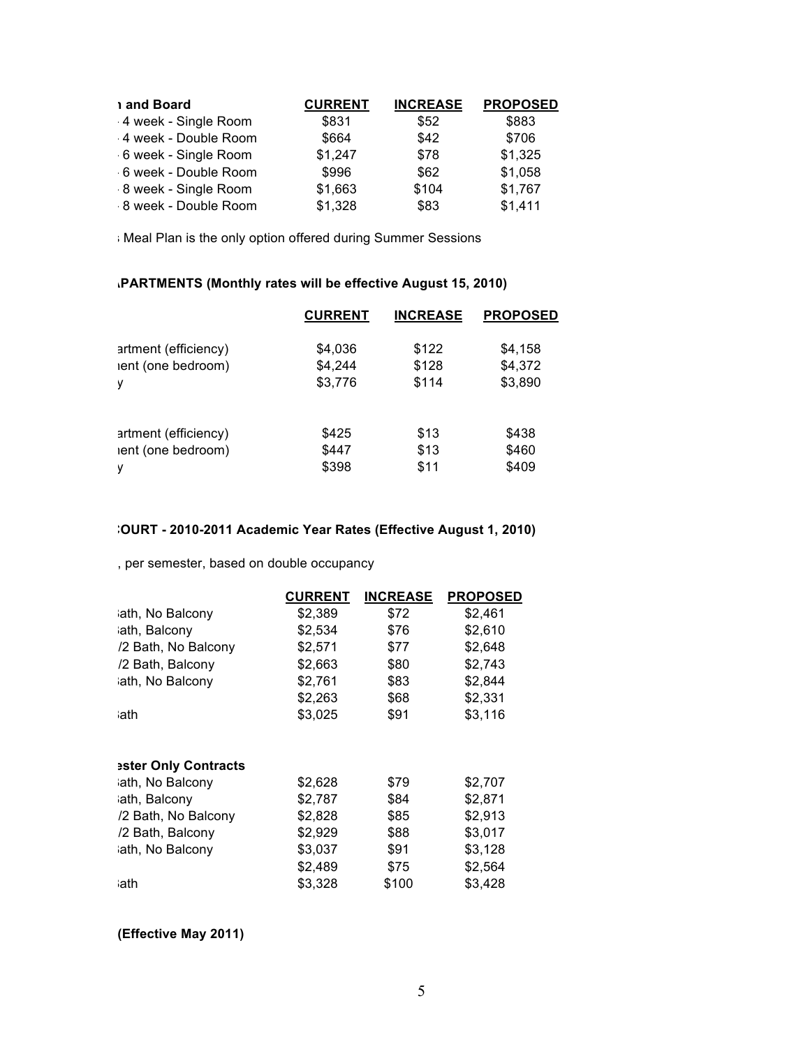| n and Board | CURRENT | INCREASE | PROPOSED |
| --- | --- | --- | --- |
| 4 week - Single Room | $831 | $52 | $883 |
| 4 week - Double Room | $664 | $42 | $706 |
| 6 week - Single Room | $1,247 | $78 | $1,325 |
| 6 week - Double Room | $996 | $62 | $1,058 |
| 8 week - Single Room | $1,663 | $104 | $1,767 |
| 8 week - Double Room | $1,328 | $83 | $1,411 |

; Meal Plan is the only option offered during Summer Sessions

**PARTMENTS (Monthly rates will be effective August 15, 2010)**

| | CURRENT | INCREASE | PROPOSED |
| --- | --- | --- | --- |
| artment (efficiency) | $4,036 | $122 | $4,158 |
| nent (one bedroom) | $4,244 | $128 | $4,372 |
| y | $3,776 | $114 | $3,890 |
| | | | |
| artment (efficiency) | $425 | $13 | $438 |
| nent (one bedroom) | $447 | $13 | $460 |
| y | $398 | $11 | $409 |

**COURT - 2010-2011 Academic Year Rates (Effective August 1, 2010)**

, per semester, based on double occupancy

| | CURRENT | INCREASE | PROPOSED |
| --- | --- | --- | --- |
| ath, No Balcony | $2,389 | $72 | $2,461 |
| ath, Balcony | $2,534 | $76 | $2,610 |
| /2 Bath, No Balcony | $2,571 | $77 | $2,648 |
| /2 Bath, Balcony | $2,663 | $80 | $2,743 |
| ath, No Balcony | $2,761 | $83 | $2,844 |
| | $2,263 | $68 | $2,331 |
| ath | $3,025 | $91 | $3,116 |
| | | | |
| **ester Only Contracts** | | | |
| ath, No Balcony | $2,628 | $79 | $2,707 |
| ath, Balcony | $2,787 | $84 | $2,871 |
| /2 Bath, No Balcony | $2,828 | $85 | $2,913 |
| /2 Bath, Balcony | $2,929 | $88 | $3,017 |
| ath, No Balcony | $3,037 | $91 | $3,128 |
| | $2,489 | $75 | $2,564 |
| ath | $3,328 | $100 | $3,428 |

**(Effective May 2011)**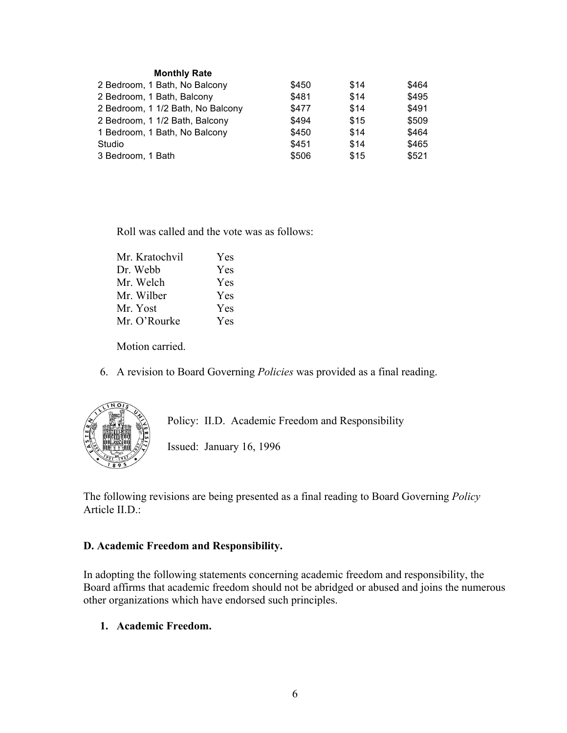| Monthly Rate | | | |
|---|---|---|---|
| 2 Bedroom, 1 Bath, No Balcony | $450 | $14 | $464 |
| 2 Bedroom, 1 Bath, Balcony | $481 | $14 | $495 |
| 2 Bedroom, 1 1/2 Bath, No Balcony | $477 | $14 | $491 |
| 2 Bedroom, 1 1/2 Bath, Balcony | $494 | $15 | $509 |
| 1 Bedroom, 1 Bath, No Balcony | $450 | $14 | $464 |
| Studio | $451 | $14 | $465 |
| 3 Bedroom, 1 Bath | $506 | $15 | $521 |

Roll was called and the vote was as follows:

| | |
|---|---|
| Mr. Kratochvil | Yes |
| Dr. Webb | Yes |
| Mr. Welch | Yes |
| Mr. Wilber | Yes |
| Mr. Yost | Yes |
| Mr. O'Rourke | Yes |

Motion carried.

6. A revision to Board Governing *Policies* was provided as a final reading.

Policy: II.D. Academic Freedom and Responsibility

Issued: January 16, 1996

The following revisions are being presented as a final reading to Board Governing *Policy* Article II.D.:

**D. Academic Freedom and Responsibility.**

In adopting the following statements concerning academic freedom and responsibility, the Board affirms that academic freedom should not be abridged or abused and joins the numerous other organizations which have endorsed such principles.

**1. Academic Freedom.**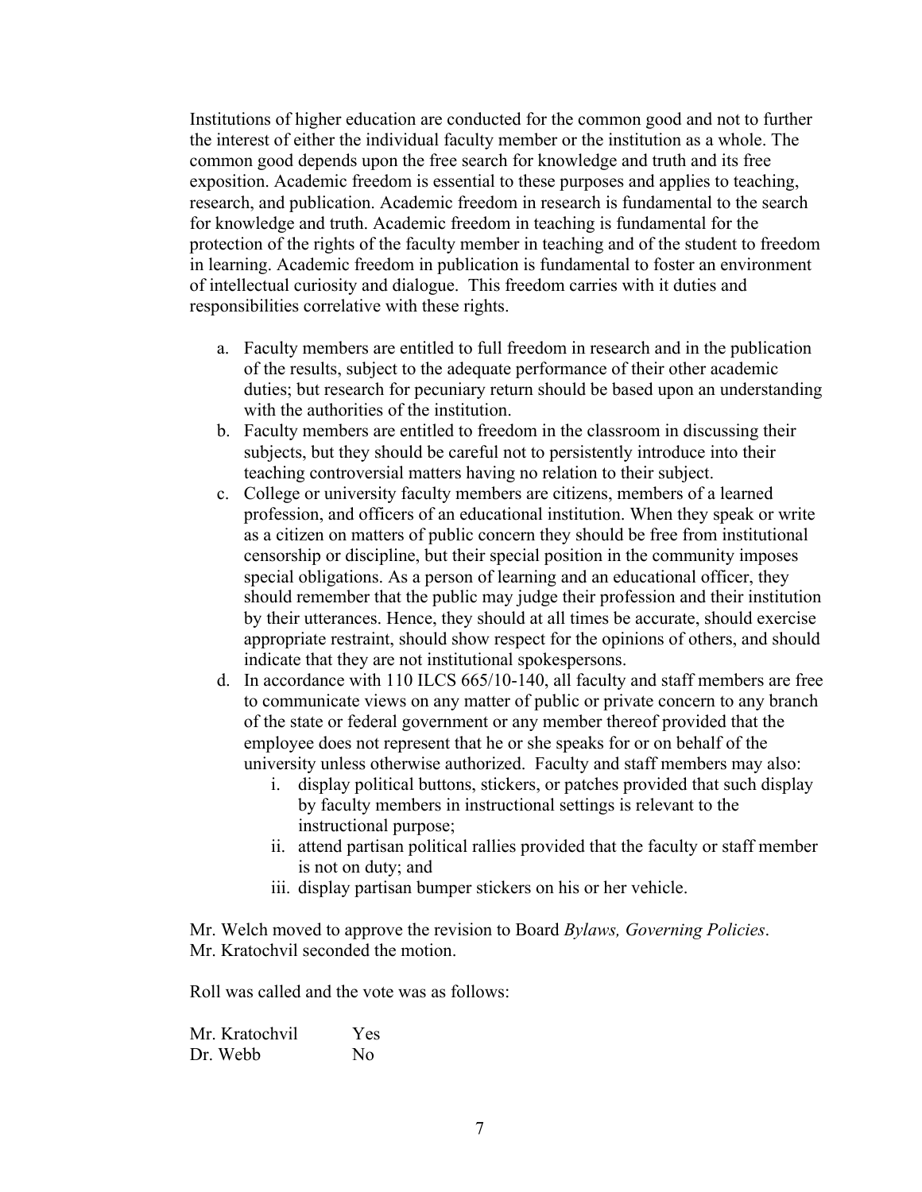Institutions of higher education are conducted for the common good and not to further the interest of either the individual faculty member or the institution as a whole. The common good depends upon the free search for knowledge and truth and its free exposition. Academic freedom is essential to these purposes and applies to teaching, research, and publication. Academic freedom in research is fundamental to the search for knowledge and truth. Academic freedom in teaching is fundamental for the protection of the rights of the faculty member in teaching and of the student to freedom in learning. Academic freedom in publication is fundamental to foster an environment of intellectual curiosity and dialogue. This freedom carries with it duties and responsibilities correlative with these rights.

a. Faculty members are entitled to full freedom in research and in the publication of the results, subject to the adequate performance of their other academic duties; but research for pecuniary return should be based upon an understanding with the authorities of the institution.
b. Faculty members are entitled to freedom in the classroom in discussing their subjects, but they should be careful not to persistently introduce into their teaching controversial matters having no relation to their subject.
c. College or university faculty members are citizens, members of a learned profession, and officers of an educational institution. When they speak or write as a citizen on matters of public concern they should be free from institutional censorship or discipline, but their special position in the community imposes special obligations. As a person of learning and an educational officer, they should remember that the public may judge their profession and their institution by their utterances. Hence, they should at all times be accurate, should exercise appropriate restraint, should show respect for the opinions of others, and should indicate that they are not institutional spokespersons.
d. In accordance with 110 ILCS 665/10-140, all faculty and staff members are free to communicate views on any matter of public or private concern to any branch of the state or federal government or any member thereof provided that the employee does not represent that he or she speaks for or on behalf of the university unless otherwise authorized. Faculty and staff members may also:
    i. display political buttons, stickers, or patches provided that such display by faculty members in instructional settings is relevant to the instructional purpose;
    ii. attend partisan political rallies provided that the faculty or staff member is not on duty; and
    iii. display partisan bumper stickers on his or her vehicle.

Mr. Welch moved to approve the revision to Board *Bylaws, Governing Policies*.
Mr. Kratochvil seconded the motion.

Roll was called and the vote was as follows:

Mr. Kratochvil Yes
Dr. Webb No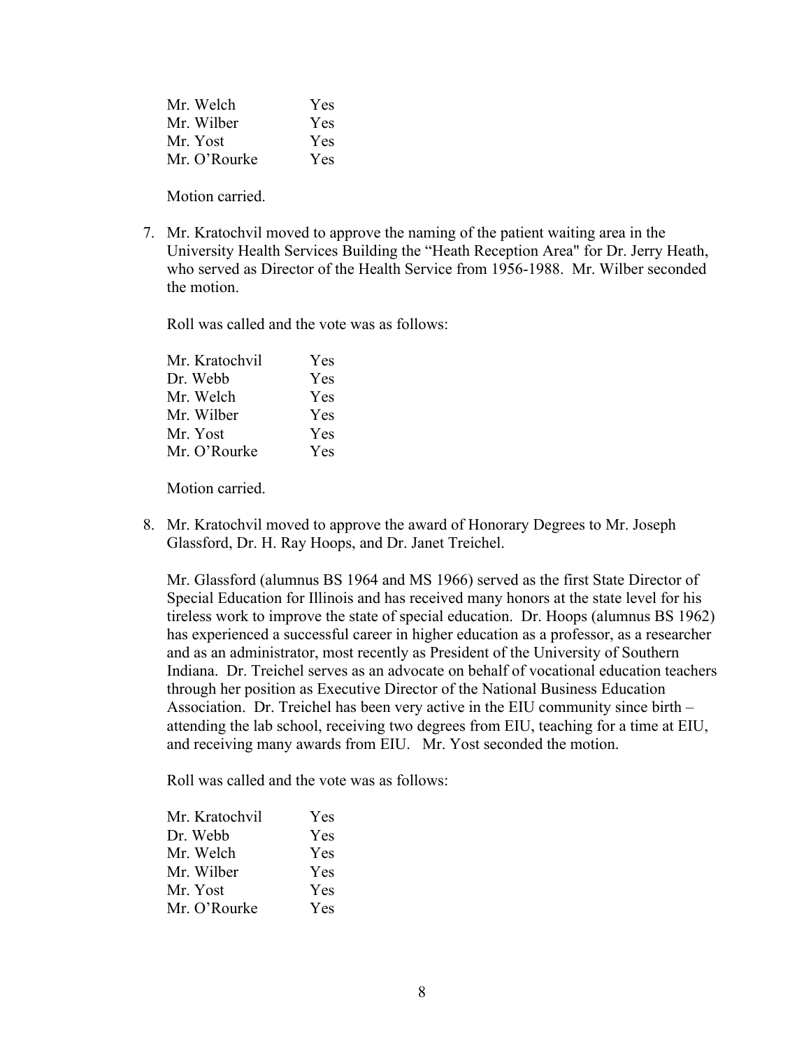| | |
|---|---|
| Mr. Welch | Yes |
| Mr. Wilber | Yes |
| Mr. Yost | Yes |
| Mr. O'Rourke | Yes |

Motion carried.

7. Mr. Kratochvil moved to approve the naming of the patient waiting area in the University Health Services Building the "Heath Reception Area" for Dr. Jerry Heath, who served as Director of the Health Service from 1956-1988. Mr. Wilber seconded the motion.

   Roll was called and the vote was as follows:

   | | |
   |---|---|
   | Mr. Kratochvil | Yes |
   | Dr. Webb | Yes |
   | Mr. Welch | Yes |
   | Mr. Wilber | Yes |
   | Mr. Yost | Yes |
   | Mr. O'Rourke | Yes |

   Motion carried.

8. Mr. Kratochvil moved to approve the award of Honorary Degrees to Mr. Joseph Glassford, Dr. H. Ray Hoops, and Dr. Janet Treichel.

   Mr. Glassford (alumnus BS 1964 and MS 1966) served as the first State Director of Special Education for Illinois and has received many honors at the state level for his tireless work to improve the state of special education. Dr. Hoops (alumnus BS 1962) has experienced a successful career in higher education as a professor, as a researcher and as an administrator, most recently as President of the University of Southern Indiana. Dr. Treichel serves as an advocate on behalf of vocational education teachers through her position as Executive Director of the National Business Education Association. Dr. Treichel has been very active in the EIU community since birth – attending the lab school, receiving two degrees from EIU, teaching for a time at EIU, and receiving many awards from EIU. Mr. Yost seconded the motion.

   Roll was called and the vote was as follows:

   | | |
   |---|---|
   | Mr. Kratochvil | Yes |
   | Dr. Webb | Yes |
   | Mr. Welch | Yes |
   | Mr. Wilber | Yes |
   | Mr. Yost | Yes |
   | Mr. O'Rourke | Yes |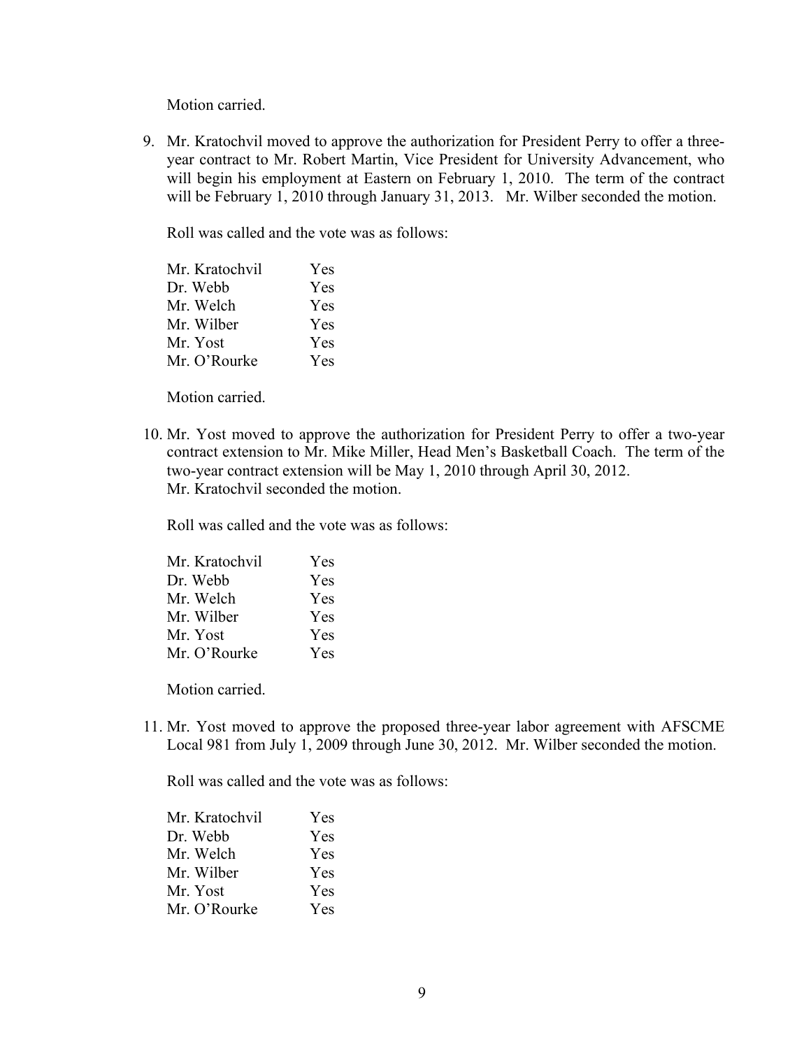Motion carried.

9. Mr. Kratochvil moved to approve the authorization for President Perry to offer a three-year contract to Mr. Robert Martin, Vice President for University Advancement, who will begin his employment at Eastern on February 1, 2010. The term of the contract will be February 1, 2010 through January 31, 2013. Mr. Wilber seconded the motion.

   Roll was called and the vote was as follows:

   | | |
   |---|---|
   | Mr. Kratochvil | Yes |
   | Dr. Webb | Yes |
   | Mr. Welch | Yes |
   | Mr. Wilber | Yes |
   | Mr. Yost | Yes |
   | Mr. O'Rourke | Yes |

   Motion carried.

10. Mr. Yost moved to approve the authorization for President Perry to offer a two-year contract extension to Mr. Mike Miller, Head Men's Basketball Coach. The term of the two-year contract extension will be May 1, 2010 through April 30, 2012. Mr. Kratochvil seconded the motion.

    Roll was called and the vote was as follows:

    | | |
    |---|---|
    | Mr. Kratochvil | Yes |
    | Dr. Webb | Yes |
    | Mr. Welch | Yes |
    | Mr. Wilber | Yes |
    | Mr. Yost | Yes |
    | Mr. O'Rourke | Yes |

    Motion carried.

11. Mr. Yost moved to approve the proposed three-year labor agreement with AFSCME Local 981 from July 1, 2009 through June 30, 2012. Mr. Wilber seconded the motion.

    Roll was called and the vote was as follows:

    | | |
    |---|---|
    | Mr. Kratochvil | Yes |
    | Dr. Webb | Yes |
    | Mr. Welch | Yes |
    | Mr. Wilber | Yes |
    | Mr. Yost | Yes |
    | Mr. O'Rourke | Yes |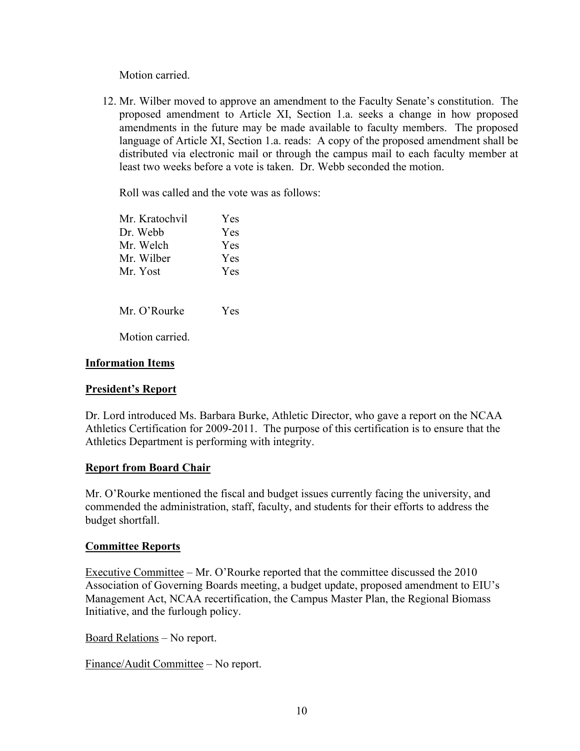Motion carried.

12. Mr. Wilber moved to approve an amendment to the Faculty Senate's constitution. The proposed amendment to Article XI, Section 1.a. seeks a change in how proposed amendments in the future may be made available to faculty members. The proposed language of Article XI, Section 1.a. reads: A copy of the proposed amendment shall be distributed via electronic mail or through the campus mail to each faculty member at least two weeks before a vote is taken. Dr. Webb seconded the motion.

    Roll was called and the vote was as follows:

    | | |
    |---|---|
    | Mr. Kratochvil | Yes |
    | Dr. Webb | Yes |
    | Mr. Welch | Yes |
    | Mr. Wilber | Yes |
    | Mr. Yost | Yes |
    | | |
    | Mr. O'Rourke | Yes |

    Motion carried.

**Information Items**

**President's Report**

Dr. Lord introduced Ms. Barbara Burke, Athletic Director, who gave a report on the NCAA Athletics Certification for 2009-2011. The purpose of this certification is to ensure that the Athletics Department is performing with integrity.

**Report from Board Chair**

Mr. O'Rourke mentioned the fiscal and budget issues currently facing the university, and commended the administration, staff, faculty, and students for their efforts to address the budget shortfall.

**Committee Reports**

Executive Committee – Mr. O'Rourke reported that the committee discussed the 2010 Association of Governing Boards meeting, a budget update, proposed amendment to EIU's Management Act, NCAA recertification, the Campus Master Plan, the Regional Biomass Initiative, and the furlough policy.

Board Relations – No report.

Finance/Audit Committee – No report.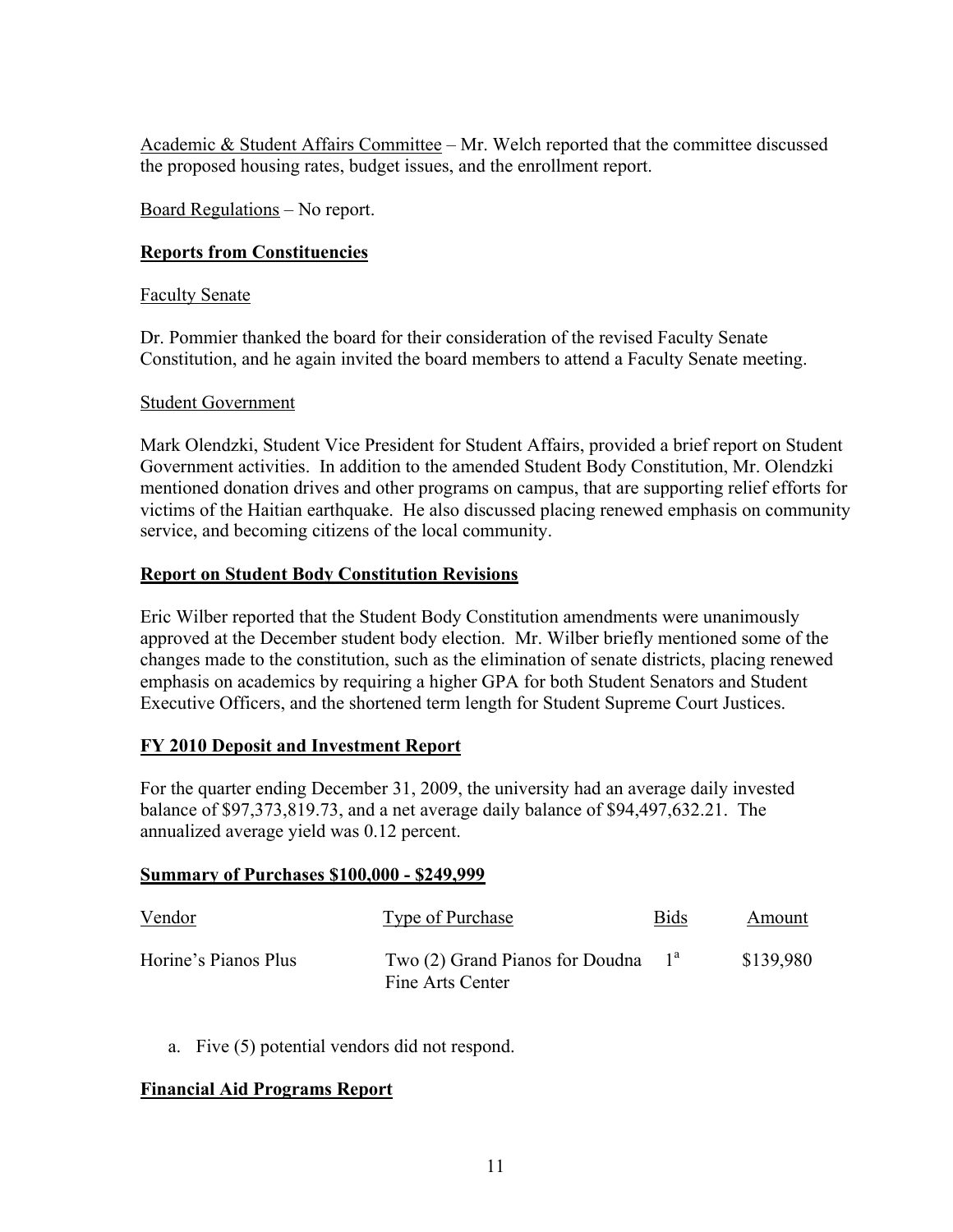Academic & Student Affairs Committee – Mr. Welch reported that the committee discussed the proposed housing rates, budget issues, and the enrollment report.

Board Regulations – No report.

## Reports from Constituencies

Faculty Senate

Dr. Pommier thanked the board for their consideration of the revised Faculty Senate Constitution, and he again invited the board members to attend a Faculty Senate meeting.

Student Government

Mark Olendzki, Student Vice President for Student Affairs, provided a brief report on Student Government activities. In addition to the amended Student Body Constitution, Mr. Olendzki mentioned donation drives and other programs on campus, that are supporting relief efforts for victims of the Haitian earthquake. He also discussed placing renewed emphasis on community service, and becoming citizens of the local community.

## Report on Student Body Constitution Revisions

Eric Wilber reported that the Student Body Constitution amendments were unanimously approved at the December student body election. Mr. Wilber briefly mentioned some of the changes made to the constitution, such as the elimination of senate districts, placing renewed emphasis on academics by requiring a higher GPA for both Student Senators and Student Executive Officers, and the shortened term length for Student Supreme Court Justices.

## FY 2010 Deposit and Investment Report

For the quarter ending December 31, 2009, the university had an average daily invested balance of $97,373,819.73, and a net average daily balance of $94,497,632.21. The annualized average yield was 0.12 percent.

## Summary of Purchases $100,000 - $249,999

| Vendor | Type of Purchase | Bids | Amount |
|---|---|---|---|
| Horine's Pianos Plus | Two (2) Grand Pianos for Doudna Fine Arts Center | 1[a] | $139,980 |

a. Five (5) potential vendors did not respond.

## Financial Aid Programs Report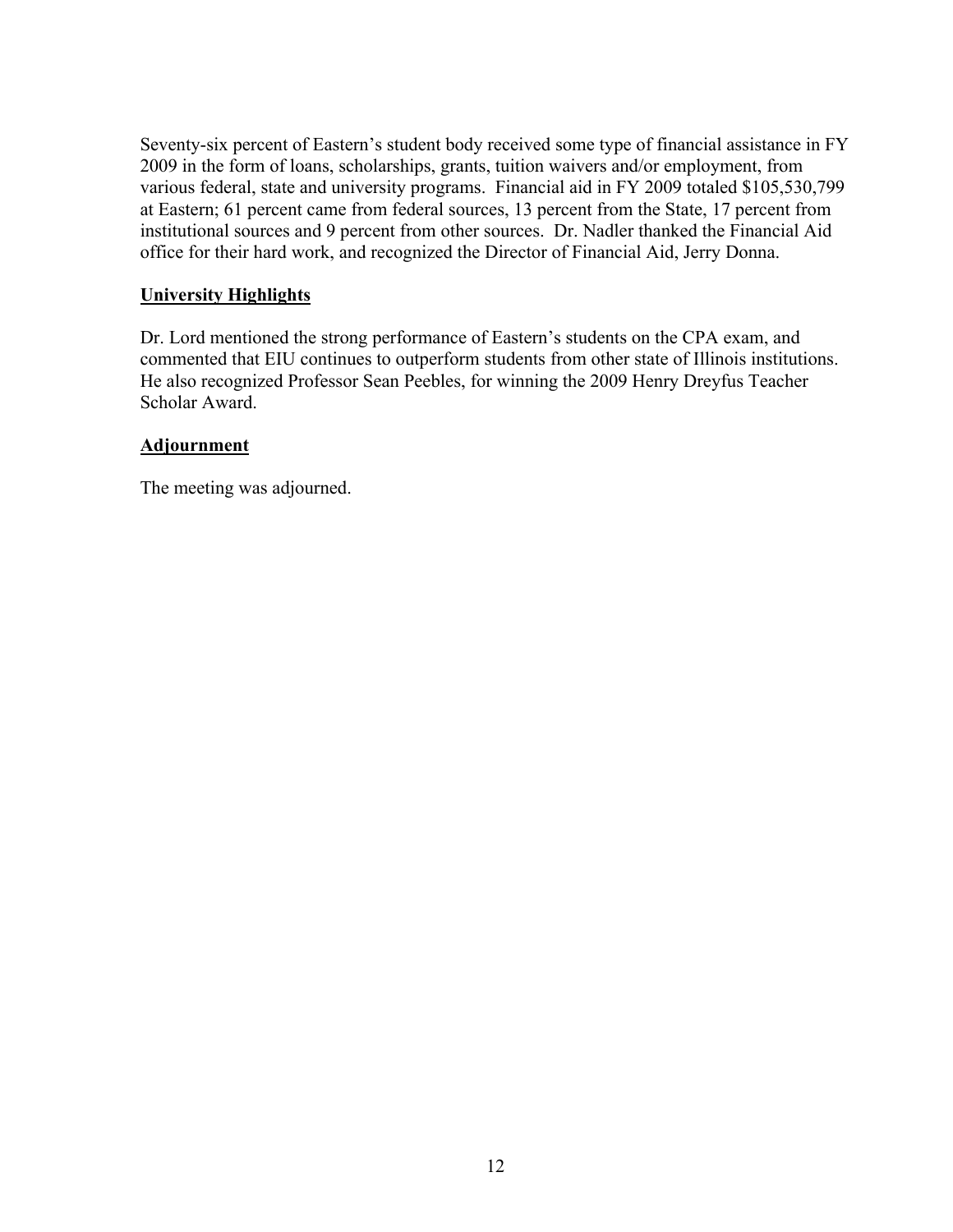Seventy-six percent of Eastern's student body received some type of financial assistance in FY 2009 in the form of loans, scholarships, grants, tuition waivers and/or employment, from various federal, state and university programs. Financial aid in FY 2009 totaled $105,530,799 at Eastern; 61 percent came from federal sources, 13 percent from the State, 17 percent from institutional sources and 9 percent from other sources. Dr. Nadler thanked the Financial Aid office for their hard work, and recognized the Director of Financial Aid, Jerry Donna.

## University Highlights

Dr. Lord mentioned the strong performance of Eastern's students on the CPA exam, and commented that EIU continues to outperform students from other state of Illinois institutions. He also recognized Professor Sean Peebles, for winning the 2009 Henry Dreyfus Teacher Scholar Award.

## Adjournment

The meeting was adjourned.